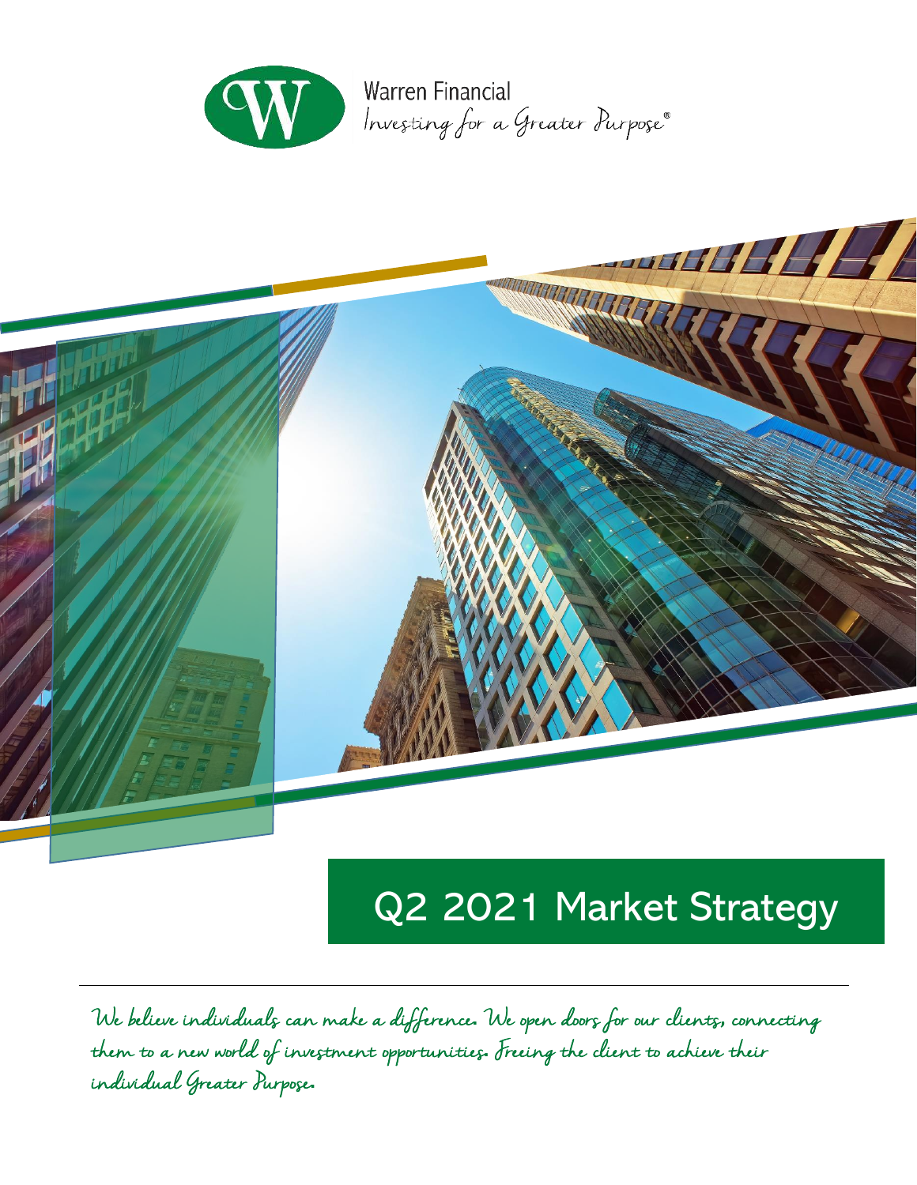Warren Financial

*Investing for a Greater Purpose®*

# Q2 2021 Market Strategy

*We believe individuals can make a difference. We open doors for our clients, connecting them to a new world of investment opportunities. Freeing the client to achieve their individual Greater Purpose.*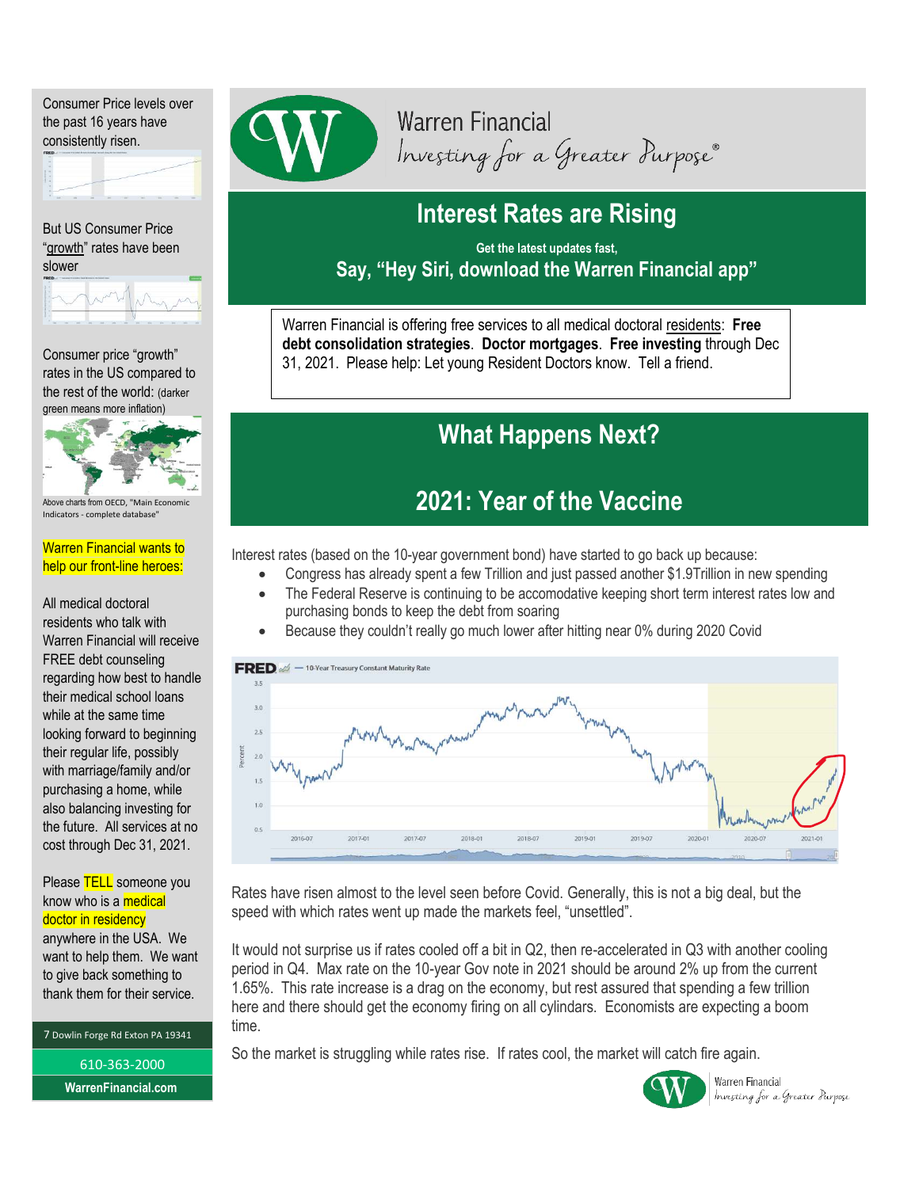# Warren Financial

*Investing for a Greater Purpose®*

## Interest Rates are Rising

**Get the latest updates fast,**

**Say, "Hey Siri, download the Warren Financial app"**

Warren Financial is offering free services to all medical doctoral residents: **Free debt consolidation strategies**. **Doctor mortgages**. **Free investing** through Dec 31, 2021. Please help: Let young Resident Doctors know. Tell a friend.

## What Happens Next?

## 2021: Year of the Vaccine

Interest rates (based on the 10-year government bond) have started to go back up because:

- Congress has already spent a few Trillion and just passed another $1.9Trillion in new spending
- The Federal Reserve is continuing to be accomodative keeping short term interest rates low and purchasing bonds to keep the debt from soaring
- Because they couldn't really go much lower after hitting near 0% during 2020 Covid

Rates have risen almost to the level seen before Covid. Generally, this is not a big deal, but the speed with which rates went up made the markets feel, "unsettled".

It would not surprise us if rates cooled off a bit in Q2, then re-accelerated in Q3 with another cooling period in Q4. Max rate on the 10-year Gov note in 2021 should be around 2% up from the current 1.65%. This rate increase is a drag on the economy, but rest assured that spending a few trillion here and there should get the economy firing on all cylinders. Economists are expecting a boom time.

So the market is struggling while rates rise. If rates cool, the market will catch fire again.

---

Consumer Price levels over the past 16 years have consistently risen.

But US Consumer Price "growth" rates have been slower

Consumer price "growth" rates in the US compared to the rest of the world: (darker green means more inflation)

Above charts from OECD, "Main Economic Indicators - complete database"

Warren Financial wants to help our front-line heroes:

All medical doctoral residents who talk with Warren Financial will receive FREE debt counseling regarding how best to handle their medical school loans while at the same time looking forward to beginning their regular life, possibly with marriage/family and/or purchasing a home, while also balancing investing for the future. All services at no cost through Dec 31, 2021.

Please TELL someone you know who is a medical doctor in residency anywhere in the USA. We want to help them. We want to give back something to thank them for their service.

7 Dowlin Forge Rd Exton PA 19341

610-363-2000

WarrenFinancial.com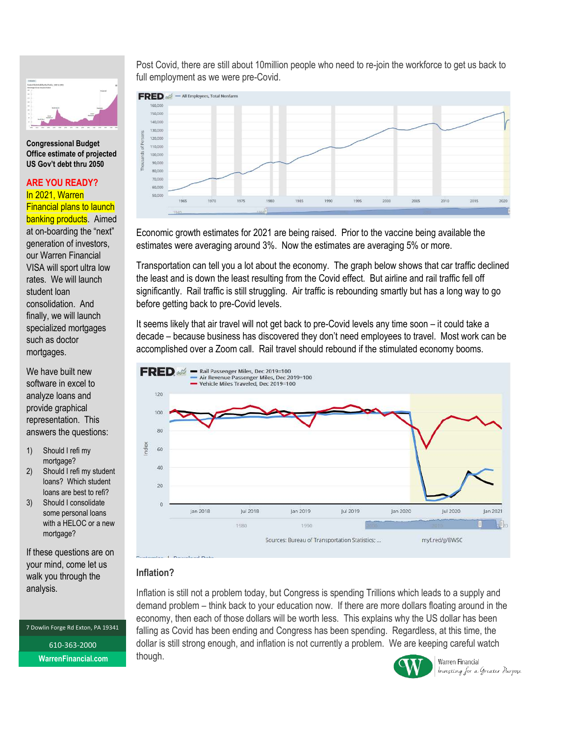Post Covid, there are still about 10million people who need to re-join the workforce to get us back to full employment as we were pre-Covid.

Economic growth estimates for 2021 are being raised. Prior to the vaccine being available the estimates were averaging around 3%. Now the estimates are averaging 5% or more.

Transportation can tell you a lot about the economy. The graph below shows that car traffic declined the least and is down the least resulting from the Covid effect. But airline and rail traffic fell off significantly. Rail traffic is still struggling. Air traffic is rebounding smartly but has a long way to go before getting back to pre-Covid levels.

It seems likely that air travel will not get back to pre-Covid levels any time soon – it could take a decade – because business has discovered they don't need employees to travel. Most work can be accomplished over a Zoom call. Rail travel should rebound if the stimulated economy booms.

### Inflation?

Inflation is still not a problem today, but Congress is spending Trillions which leads to a supply and demand problem – think back to your education now. If there are more dollars floating around in the economy, then each of those dollars will be worth less. This explains why the US dollar has been falling as Covid has been ending and Congress has been spending. Regardless, at this time, the dollar is still strong enough, and inflation is not currently a problem. We are keeping careful watch though.

**Congressional Budget Office estimate of projected US Gov't debt thru 2050**

**ARE YOU READY?**

In 2021, Warren Financial plans to launch banking products. Aimed at on-boarding the "next" generation of investors, our Warren Financial VISA will sport ultra low rates. We will launch student loan consolidation. And finally, we will launch specialized mortgages such as doctor mortgages.

We have built new software in excel to analyze loans and provide graphical representation. This answers the questions:

1) Should I refi my mortgage?
2) Should I refi my student loans? Which student loans are best to refi?
3) Should I consolidate some personal loans with a HELOC or a new mortgage?

If these questions are on your mind, come let us walk you through the analysis.

7 Dowlin Forge Rd Exton, PA 19341

610-363-2000

WarrenFinancial.com

Warren Financial
*Investing for a Greater Purpose*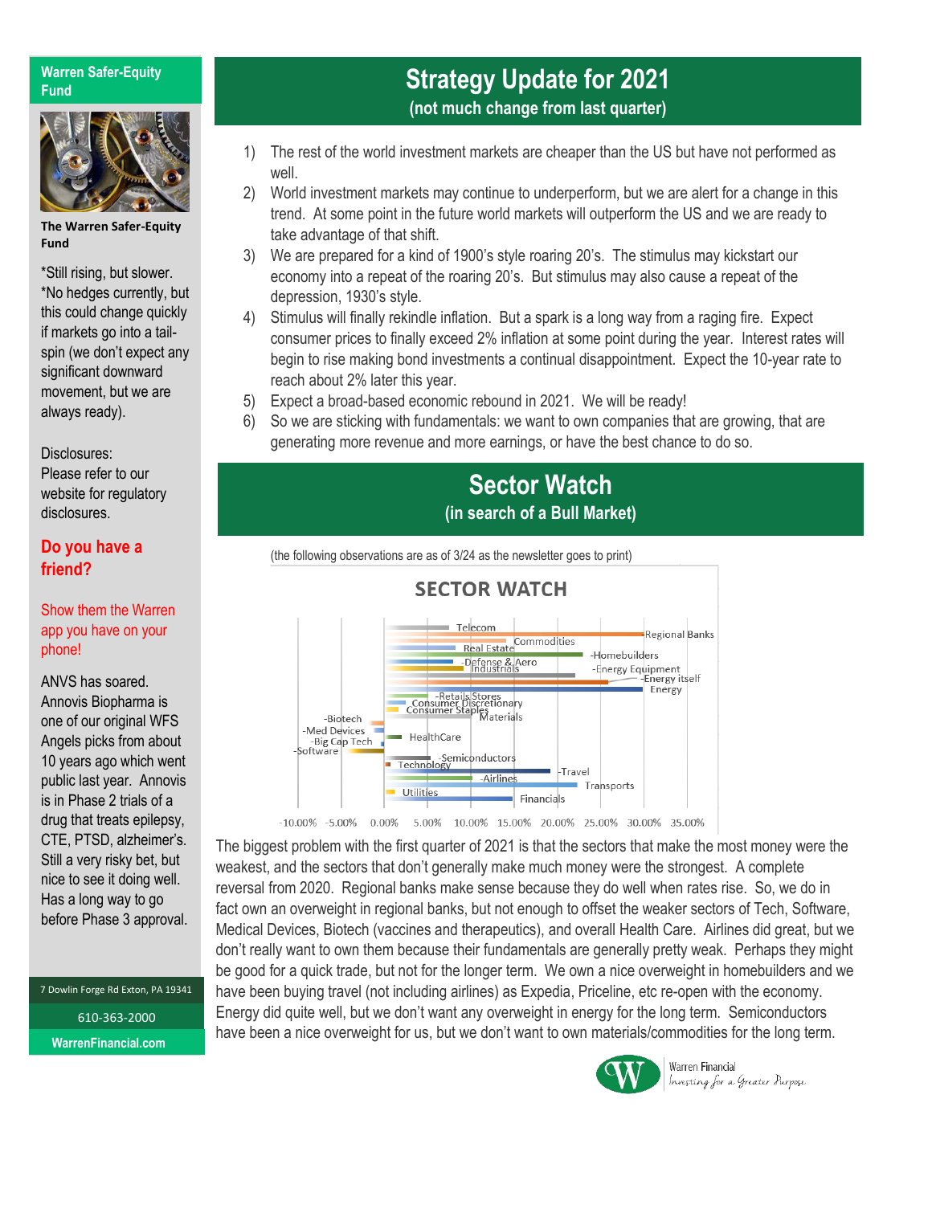## Warren Safer-Equity Fund

**The Warren Safer-Equity Fund**

*Still rising, but slower.
*No hedges currently, but this could change quickly if markets go into a tail-spin (we don't expect any significant downward movement, but we are always ready).

Disclosures:
Please refer to our website for regulatory disclosures.

### Do you have a friend?

Show them the Warren app you have on your phone!

ANVS has soared. Annovis Biopharma is one of our original WFS Angels picks from about 10 years ago which went public last year. Annovis is in Phase 2 trials of a drug that treats epilepsy, CTE, PTSD, alzheimer's. Still a very risky bet, but nice to see it doing well. Has a long way to go before Phase 3 approval.

7 Dowlin Forge Rd Exton, PA 19341

610-363-2000

WarrenFinancial.com

# Strategy Update for 2021

**(not much change from last quarter)**

1) The rest of the world investment markets are cheaper than the US but have not performed as well.
2) World investment markets may continue to underperform, but we are alert for a change in this trend. At some point in the future world markets will outperform the US and we are ready to take advantage of that shift.
3) We are prepared for a kind of 1900's style roaring 20's. The stimulus may kickstart our economy into a repeat of the roaring 20's. But stimulus may also cause a repeat of the depression, 1930's style.
4) Stimulus will finally rekindle inflation. But a spark is a long way from a raging fire. Expect consumer prices to finally exceed 2% inflation at some point during the year. Interest rates will begin to rise making bond investments a continual disappointment. Expect the 10-year rate to reach about 2% later this year.
5) Expect a broad-based economic rebound in 2021. We will be ready!
6) So we are sticking with fundamentals: we want to own companies that are growing, that are generating more revenue and more earnings, or have the best chance to do so.

# Sector Watch

**(in search of a Bull Market)**

(the following observations are as of 3/24 as the newsletter goes to print)

SECTOR WATCH

Telecom
Regional Banks
Commodities
Real Estate
-Homebuilders
-Defense & Aero
Industrials
-Energy Equipment
-Energy itself
Energy
-Retails Stores
Consumer Discretionary
Consumer Staples
Materials
-Biotech
-Med Devices
HealthCare
-Big Cap Tech
-Software
-Semiconductors
Technology
-Travel
-Airlines
Transports
Utilities
Financials

-10.00% -5.00% 0.00% 5.00% 10.00% 15.00% 20.00% 25.00% 30.00% 35.00%

The biggest problem with the first quarter of 2021 is that the sectors that make the most money were the weakest, and the sectors that don't generally make much money were the strongest. A complete reversal from 2020. Regional banks make sense because they do well when rates rise. So, we do in fact own an overweight in regional banks, but not enough to offset the weaker sectors of Tech, Software, Medical Devices, Biotech (vaccines and therapeutics), and overall Health Care. Airlines did great, but we don't really want to own them because their fundamentals are generally pretty weak. Perhaps they might be good for a quick trade, but not for the longer term. We own a nice overweight in homebuilders and we have been buying travel (not including airlines) as Expedia, Priceline, etc re-open with the economy. Energy did quite well, but we don't want any overweight in energy for the long term. Semiconductors have been a nice overweight for us, but we don't want to own materials/commodities for the long term.

Warren Financial
Investing for a Greater Purpose